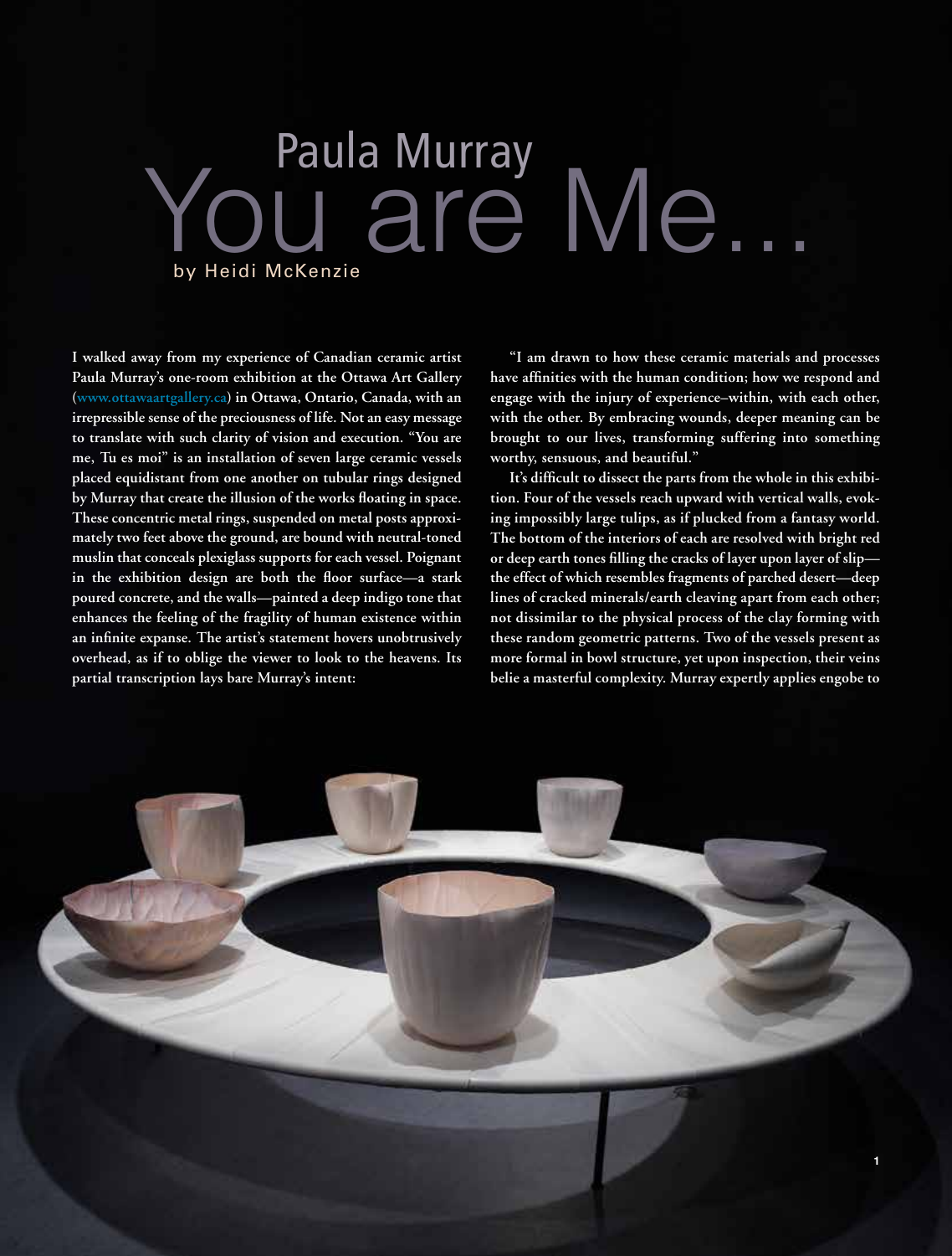# Paula Murray

# You are Me...

by Heidi McKenzie

**I walked away from my experience of Canadian ceramic artist Paula Murray's one-room exhibition at the Ottawa Art Gallery (www.ottawaartgallery.ca) in Ottawa, Ontario, Canada, with an irrepressible sense of the preciousness of life. Not an easy message to translate with such clarity of vision and execution. "You are me, Tu es moi" is an installation of seven large ceramic vessels placed equidistant from one another on tubular rings designed by Murray that create the illusion of the works floating in space. These concentric metal rings, suspended on metal posts approximately two feet above the ground, are bound with neutral-toned muslin that conceals plexiglass supports for each vessel. Poignant in the exhibition design are both the floor surface—a stark poured concrete, and the walls—painted a deep indigo tone that enhances the feeling of the fragility of human existence within an infinite expanse. The artist's statement hovers unobtrusively overhead, as if to oblige the viewer to look to the heavens. Its partial transcription lays bare Murray's intent:**

"I am drawn to how these ceramic materials and processes have affinities with the human condition; how we respond and engage with the injury of experience–within, with each other, with the other. By embracing wounds, deeper meaning can be brought to our lives, transforming suffering into something worthy, sensuous, and beautiful."

It's difficult to dissect the parts from the whole in this exhibition. Four of the vessels reach upward with vertical walls, evoking impossibly large tulips, as if plucked from a fantasy world. The bottom of the interiors of each are resolved with bright red or deep earth tones filling the cracks of layer upon layer of slip—the effect of which resembles fragments of parched desert—deep lines of cracked minerals/earth cleaving apart from each other; not dissimilar to the physical process of the clay forming with these random geometric patterns. Two of the vessels present as more formal in bowl structure, yet upon inspection, their veins belie a masterful complexity. Murray expertly applies engobe to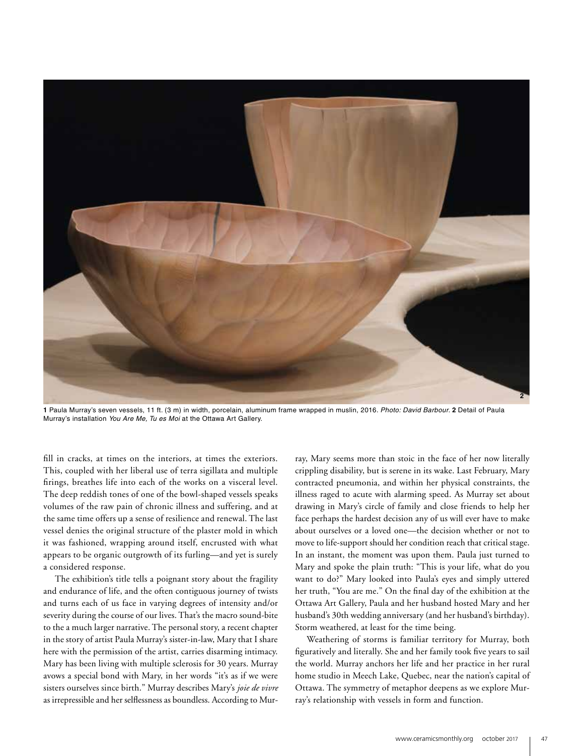**1** Paula Murray's seven vessels, 11 ft. (3 m) in width, porcelain, aluminum frame wrapped in muslin, 2016. *Photo: David Barbour.* **2** Detail of Paula Murray's installation *You Are Me, Tu es Moi* at the Ottawa Art Gallery.

fill in cracks, at times on the interiors, at times the exteriors. This, coupled with her liberal use of terra sigillata and multiple firings, breathes life into each of the works on a visceral level. The deep reddish tones of one of the bowl-shaped vessels speaks volumes of the raw pain of chronic illness and suffering, and at the same time offers up a sense of resilience and renewal. The last vessel denies the original structure of the plaster mold in which it was fashioned, wrapping around itself, encrusted with what appears to be organic outgrowth of its furling—and yet is surely a considered response.

The exhibition's title tells a poignant story about the fragility and endurance of life, and the often contiguous journey of twists and turns each of us face in varying degrees of intensity and/or severity during the course of our lives. That's the macro sound-bite to the a much larger narrative. The personal story, a recent chapter in the story of artist Paula Murray's sister-in-law, Mary that I share here with the permission of the artist, carries disarming intimacy. Mary has been living with multiple sclerosis for 30 years. Murray avows a special bond with Mary, in her words "it's as if we were sisters ourselves since birth." Murray describes Mary's *joie de vivre* as irrepressible and her selflessness as boundless. According to Murray, Mary seems more than stoic in the face of her now literally crippling disability, but is serene in its wake. Last February, Mary contracted pneumonia, and within her physical constraints, the illness raged to acute with alarming speed. As Murray set about drawing in Mary's circle of family and close friends to help her face perhaps the hardest decision any of us will ever have to make about ourselves or a loved one—the decision whether or not to move to life-support should her condition reach that critical stage. In an instant, the moment was upon them. Paula just turned to Mary and spoke the plain truth: "This is your life, what do you want to do?" Mary looked into Paula's eyes and simply uttered her truth, "You are me." On the final day of the exhibition at the Ottawa Art Gallery, Paula and her husband hosted Mary and her husband's 30th wedding anniversary (and her husband's birthday). Storm weathered, at least for the time being.

Weathering of storms is familiar territory for Murray, both figuratively and literally. She and her family took five years to sail the world. Murray anchors her life and her practice in her rural home studio in Meech Lake, Quebec, near the nation's capital of Ottawa. The symmetry of metaphor deepens as we explore Murray's relationship with vessels in form and function.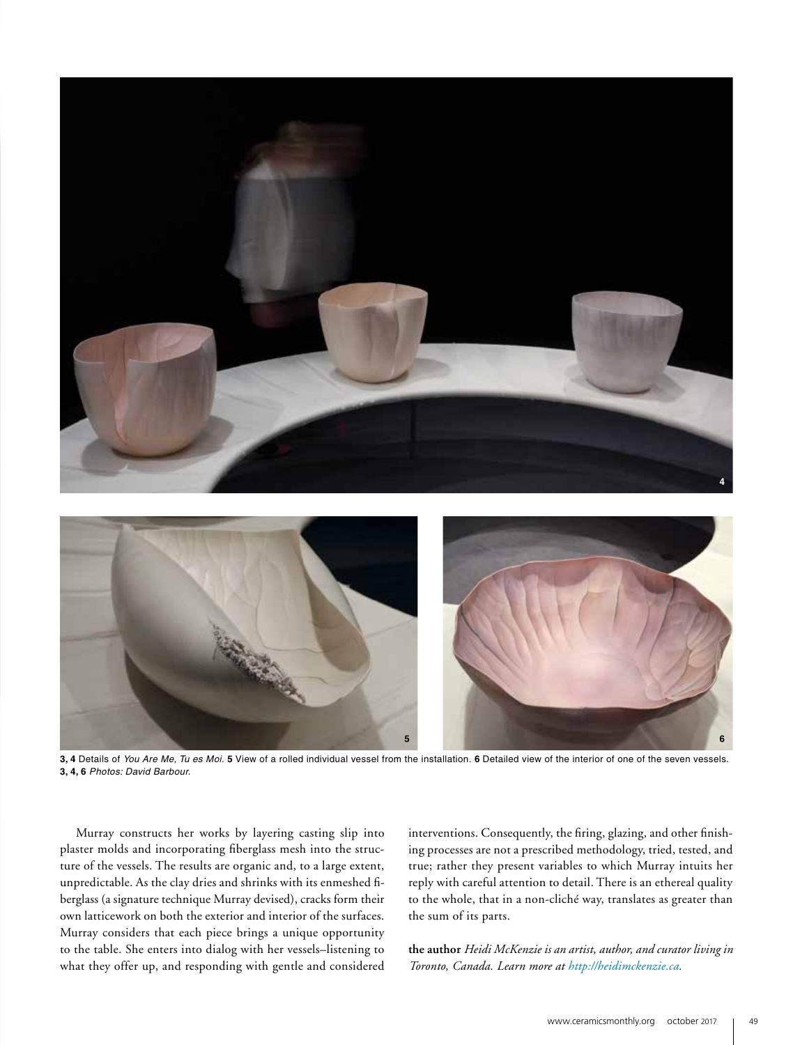**3, 4** Details of *You Are Me, Tu es Moi.* **5** View of a rolled individual vessel from the installation. **6** Detailed view of the interior of one of the seven vessels. **3, 4, 6** *Photos: David Barbour.*

Murray constructs her works by layering casting slip into plaster molds and incorporating fiberglass mesh into the structure of the vessels. The results are organic and, to a large extent, unpredictable. As the clay dries and shrinks with its enmeshed fiberglass (a signature technique Murray devised), cracks form their own latticework on both the exterior and interior of the surfaces. Murray considers that each piece brings a unique opportunity to the table. She enters into dialog with her vessels–listening to what they offer up, and responding with gentle and considered interventions. Consequently, the firing, glazing, and other finishing processes are not a prescribed methodology, tried, tested, and true; rather they present variables to which Murray intuits her reply with careful attention to detail. There is an ethereal quality to the whole, that in a non-cliché way, translates as greater than the sum of its parts.

**the author** *Heidi McKenzie is an artist, author, and curator living in Toronto, Canada. Learn more at http://heidimckenzie.ca.*